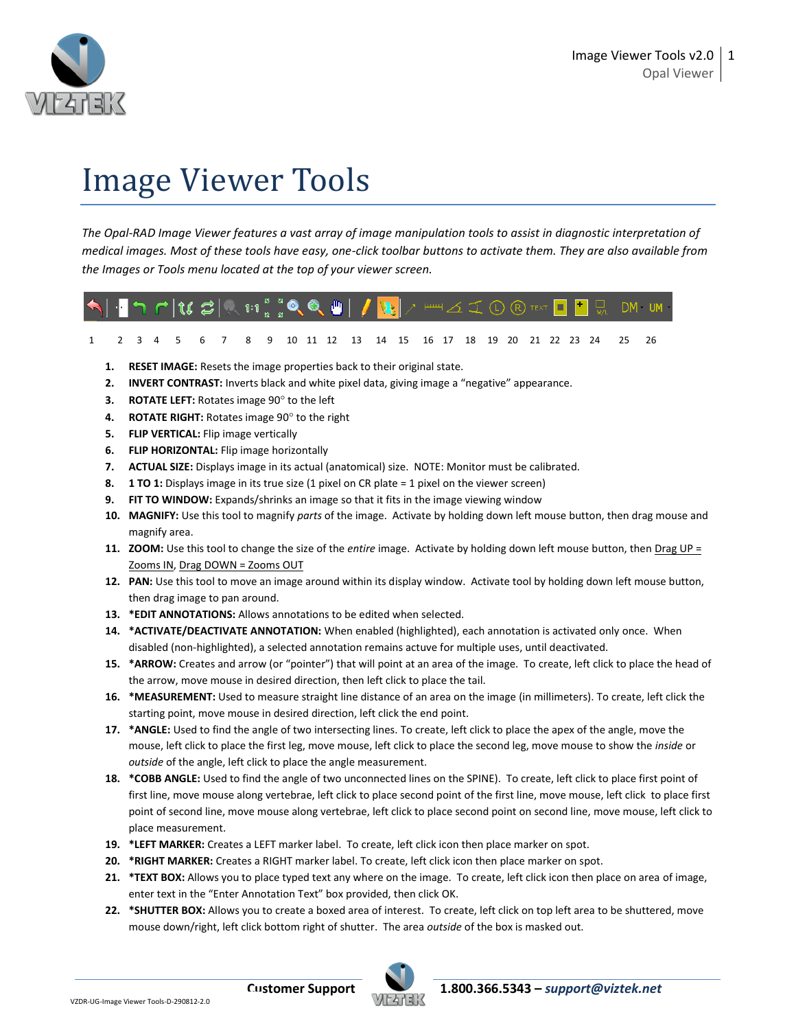# Image Viewer Tools

*The Opal-RAD Image Viewer features a vast array of image manipulation tools to assist in diagnostic interpretation of medical images. Most of these tools have easy, one-click toolbar buttons to activate them. They are also available from the Images or Tools menu located at the top of your viewer screen.*

1 2 3 4 5 6 7 8 9 10 11 12 13 14 15 16 17 18 19 20 21 22 23 24 25 26

1. **RESET IMAGE:** Resets the image properties back to their original state.
2. **INVERT CONTRAST:** Inverts black and white pixel data, giving image a "negative" appearance.
3. **ROTATE LEFT:** Rotates image 90° to the left
4. **ROTATE RIGHT:** Rotates image 90° to the right
5. **FLIP VERTICAL:** Flip image vertically
6. **FLIP HORIZONTAL:** Flip image horizontally
7. **ACTUAL SIZE:** Displays image in its actual (anatomical) size. NOTE: Monitor must be calibrated.
8. **1 TO 1:** Displays image in its true size (1 pixel on CR plate = 1 pixel on the viewer screen)
9. **FIT TO WINDOW:** Expands/shrinks an image so that it fits in the image viewing window
10. **MAGNIFY:** Use this tool to magnify *parts* of the image. Activate by holding down left mouse button, then drag mouse and magnify area.
11. **ZOOM:** Use this tool to change the size of the *entire* image. Activate by holding down left mouse button, then Drag UP = Zooms IN, Drag DOWN = Zooms OUT
12. **PAN:** Use this tool to move an image around within its display window. Activate tool by holding down left mouse button, then drag image to pan around.
13. ***EDIT ANNOTATIONS:** Allows annotations to be edited when selected.
14. ***ACTIVATE/DEACTIVATE ANNOTATION:** When enabled (highlighted), each annotation is activated only once. When disabled (non-highlighted), a selected annotation remains actuve for multiple uses, until deactivated.
15. ***ARROW:** Creates and arrow (or "pointer") that will point at an area of the image. To create, left click to place the head of the arrow, move mouse in desired direction, then left click to place the tail.
16. ***MEASUREMENT:** Used to measure straight line distance of an area on the image (in millimeters). To create, left click the starting point, move mouse in desired direction, left click the end point.
17. ***ANGLE:** Used to find the angle of two intersecting lines. To create, left click to place the apex of the angle, move the mouse, left click to place the first leg, move mouse, left click to place the second leg, move mouse to show the *inside* or *outside* of the angle, left click to place the angle measurement.
18. ***COBB ANGLE:** Used to find the angle of two unconnected lines on the SPINE). To create, left click to place first point of first line, move mouse along vertebrae, left click to place second point of the first line, move mouse, left click to place first point of second line, move mouse along vertebrae, left click to place second point on second line, move mouse, left click to place measurement.
19. ***LEFT MARKER:** Creates a LEFT marker label. To create, left click icon then place marker on spot.
20. ***RIGHT MARKER:** Creates a RIGHT marker label. To create, left click icon then place marker on spot.
21. ***TEXT BOX:** Allows you to place typed text any where on the image. To create, left click icon then place on area of image, enter text in the "Enter Annotation Text" box provided, then click OK.
22. ***SHUTTER BOX:** Allows you to create a boxed area of interest. To create, left click on top left area to be shuttered, move mouse down/right, left click bottom right of shutter. The area *outside* of the box is masked out.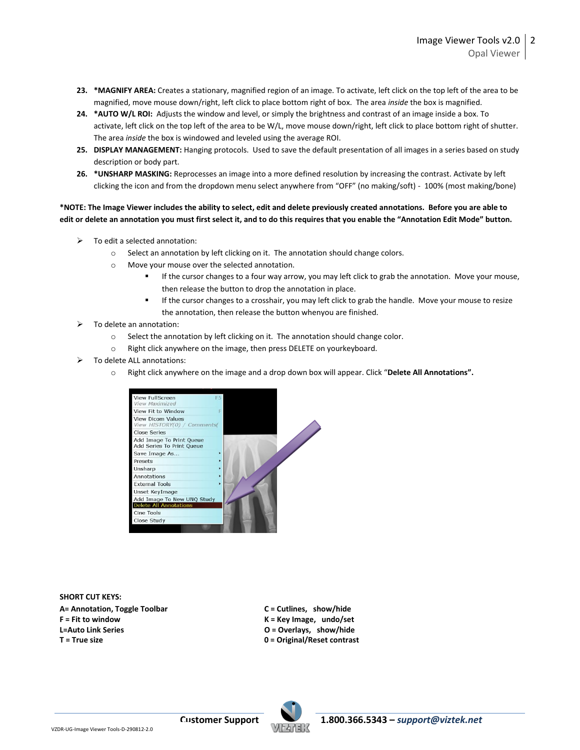23. **\*MAGNIFY AREA:** Creates a stationary, magnified region of an image. To activate, left click on the top left of the area to be magnified, move mouse down/right, left click to place bottom right of box. The area *inside* the box is magnified.
24. **\*AUTO W/L ROI:** Adjusts the window and level, or simply the brightness and contrast of an image inside a box. To activate, left click on the top left of the area to be W/L, move mouse down/right, left click to place bottom right of shutter. The area *inside* the box is windowed and leveled using the average ROI.
25. **DISPLAY MANAGEMENT:** Hanging protocols. Used to save the default presentation of all images in a series based on study description or body part.
26. **\*UNSHARP MASKING:** Reprocesses an image into a more defined resolution by increasing the contrast. Activate by left clicking the icon and from the dropdown menu select anywhere from "OFF" (no making/soft) - 100% (most making/bone)

**\*NOTE: The Image Viewer includes the ability to select, edit and delete previously created annotations. Before you are able to edit or delete an annotation you must first select it, and to do this requires that you enable the "Annotation Edit Mode" button.**

- To edit a selected annotation:
  - Select an annotation by left clicking on it. The annotation should change colors.
  - Move your mouse over the selected annotation.
    - If the cursor changes to a four way arrow, you may left click to grab the annotation. Move your mouse, then release the button to drop the annotation in place.
    - If the cursor changes to a crosshair, you may left click to grab the handle. Move your mouse to resize the annotation, then release the button whenyou are finished.
- To delete an annotation:
  - Select the annotation by left clicking on it. The annotation should change color.
  - Right click anywhere on the image, then press DELETE on yourkeyboard.
- To delete ALL annotations:
  - Right click anywhere on the image and a drop down box will appear. Click "**Delete All Annotations".**

**SHORT CUT KEYS:**

**A= Annotation, Toggle Toolbar**
**F = Fit to window**
**L=Auto Link Series**
**T = True size**

**C = Cutlines, show/hide**
**K = Key Image, undo/set**
**O = Overlays, show/hide**
**0 = Original/Reset contrast**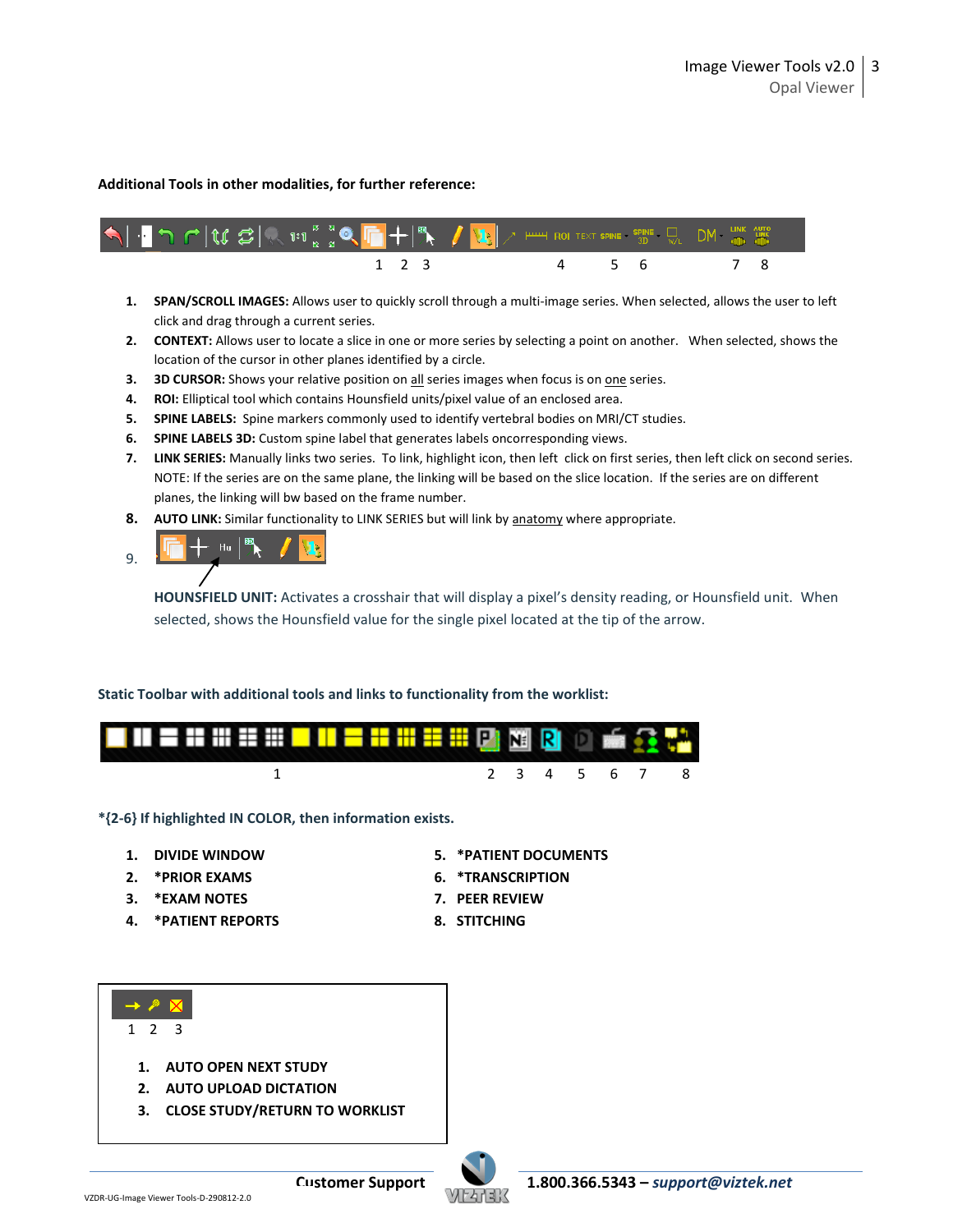**Additional Tools in other modalities, for further reference:**

1 2 3 4 5 6 7 8

1. **SPAN/SCROLL IMAGES:** Allows user to quickly scroll through a multi-image series. When selected, allows the user to left click and drag through a current series.
2. **CONTEXT:** Allows user to locate a slice in one or more series by selecting a point on another. When selected, shows the location of the cursor in other planes identified by a circle.
3. **3D CURSOR:** Shows your relative position on all series images when focus is on one series.
4. **ROI:** Elliptical tool which contains Hounsfield units/pixel value of an enclosed area.
5. **SPINE LABELS:** Spine markers commonly used to identify vertebral bodies on MRI/CT studies.
6. **SPINE LABELS 3D:** Custom spine label that generates labels oncorresponding views.
7. **LINK SERIES:** Manually links two series. To link, highlight icon, then left click on first series, then left click on second series. NOTE: If the series are on the same plane, the linking will be based on the slice location. If the series are on different planes, the linking will bw based on the frame number.
8. **AUTO LINK:** Similar functionality to LINK SERIES but will link by anatomy where appropriate.
9. **HOUNSFIELD UNIT:** Activates a crosshair that will display a pixel's density reading, or Hounsfield unit. When selected, shows the Hounsfield value for the single pixel located at the tip of the arrow.

**Static Toolbar with additional tools and links to functionality from the worklist:**

1 2 3 4 5 6 7 8

**\*{2-6} If highlighted IN COLOR, then information exists.**

1. **DIVIDE WINDOW**
2. **\*PRIOR EXAMS**
3. **\*EXAM NOTES**
4. **\*PATIENT REPORTS**
5. **\*PATIENT DOCUMENTS**
6. **\*TRANSCRIPTION**
7. **PEER REVIEW**
8. **STITCHING**

1 2 3

1. **AUTO OPEN NEXT STUDY**
2. **AUTO UPLOAD DICTATION**
3. **CLOSE STUDY/RETURN TO WORKLIST**

Customer Support 1.800.366.5343 – *support@viztek.net*

VZDR-UG-Image Viewer Tools-D-290812-2.0